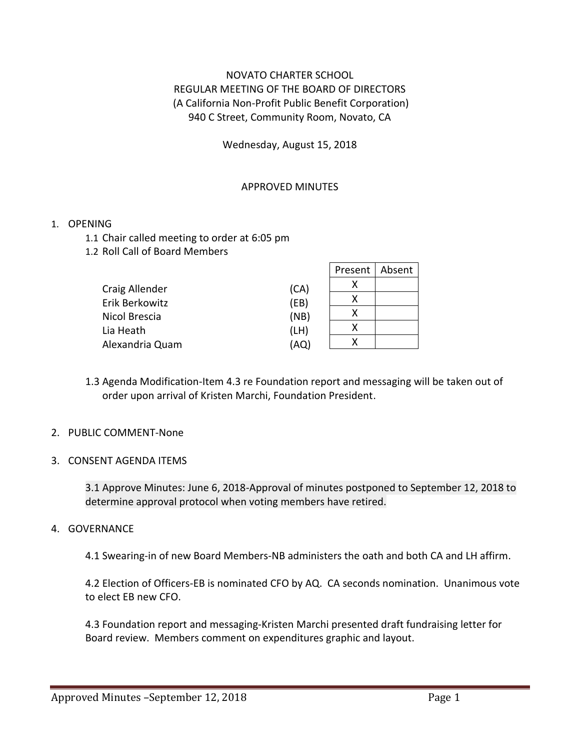NOVATO CHARTER SCHOOL
REGULAR MEETING OF THE BOARD OF DIRECTORS
(A California Non-Profit Public Benefit Corporation)
940 C Street, Community Room, Novato, CA

Wednesday, August 15, 2018

APPROVED MINUTES

1. OPENING
   1.1 Chair called meeting to order at 6:05 pm
   1.2 Roll Call of Board Members

| | | Present | Absent |
|---|---|---|---|
| Craig Allender | (CA) | X | |
| Erik Berkowitz | (EB) | X | |
| Nicol Brescia | (NB) | X | |
| Lia Heath | (LH) | X | |
| Alexandria Quam | (AQ) | X | |

   1.3 Agenda Modification-Item 4.3 re Foundation report and messaging will be taken out of order upon arrival of Kristen Marchi, Foundation President.

2. PUBLIC COMMENT-None

3. CONSENT AGENDA ITEMS

   3.1 Approve Minutes: June 6, 2018-Approval of minutes postponed to September 12, 2018 to determine approval protocol when voting members have retired.

4. GOVERNANCE

   4.1 Swearing-in of new Board Members-NB administers the oath and both CA and LH affirm.

   4.2 Election of Officers-EB is nominated CFO by AQ. CA seconds nomination. Unanimous vote to elect EB new CFO.

   4.3 Foundation report and messaging-Kristen Marchi presented draft fundraising letter for Board review. Members comment on expenditures graphic and layout.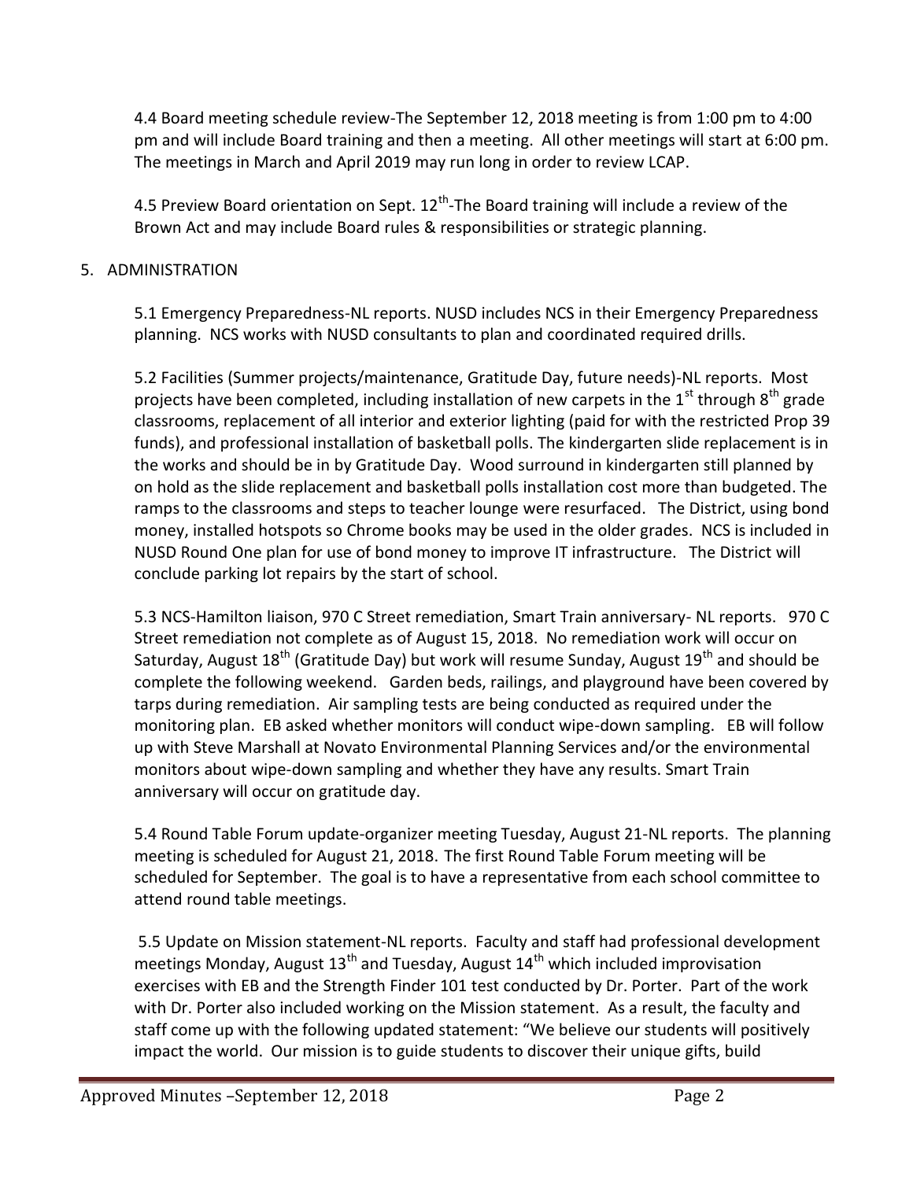4.4 Board meeting schedule review-The September 12, 2018 meeting is from 1:00 pm to 4:00 pm and will include Board training and then a meeting. All other meetings will start at 6:00 pm. The meetings in March and April 2019 may run long in order to review LCAP.

4.5 Preview Board orientation on Sept. 12th-The Board training will include a review of the Brown Act and may include Board rules & responsibilities or strategic planning.

5. ADMINISTRATION

5.1 Emergency Preparedness-NL reports. NUSD includes NCS in their Emergency Preparedness planning. NCS works with NUSD consultants to plan and coordinated required drills.

5.2 Facilities (Summer projects/maintenance, Gratitude Day, future needs)-NL reports. Most projects have been completed, including installation of new carpets in the 1st through 8th grade classrooms, replacement of all interior and exterior lighting (paid for with the restricted Prop 39 funds), and professional installation of basketball polls. The kindergarten slide replacement is in the works and should be in by Gratitude Day. Wood surround in kindergarten still planned by on hold as the slide replacement and basketball polls installation cost more than budgeted. The ramps to the classrooms and steps to teacher lounge were resurfaced. The District, using bond money, installed hotspots so Chrome books may be used in the older grades. NCS is included in NUSD Round One plan for use of bond money to improve IT infrastructure. The District will conclude parking lot repairs by the start of school.

5.3 NCS-Hamilton liaison, 970 C Street remediation, Smart Train anniversary- NL reports. 970 C Street remediation not complete as of August 15, 2018. No remediation work will occur on Saturday, August 18th (Gratitude Day) but work will resume Sunday, August 19th and should be complete the following weekend. Garden beds, railings, and playground have been covered by tarps during remediation. Air sampling tests are being conducted as required under the monitoring plan. EB asked whether monitors will conduct wipe-down sampling. EB will follow up with Steve Marshall at Novato Environmental Planning Services and/or the environmental monitors about wipe-down sampling and whether they have any results. Smart Train anniversary will occur on gratitude day.

5.4 Round Table Forum update-organizer meeting Tuesday, August 21-NL reports. The planning meeting is scheduled for August 21, 2018. The first Round Table Forum meeting will be scheduled for September. The goal is to have a representative from each school committee to attend round table meetings.

5.5 Update on Mission statement-NL reports. Faculty and staff had professional development meetings Monday, August 13th and Tuesday, August 14th which included improvisation exercises with EB and the Strength Finder 101 test conducted by Dr. Porter. Part of the work with Dr. Porter also included working on the Mission statement. As a result, the faculty and staff come up with the following updated statement: "We believe our students will positively impact the world. Our mission is to guide students to discover their unique gifts, build

Approved Minutes –September 12, 2018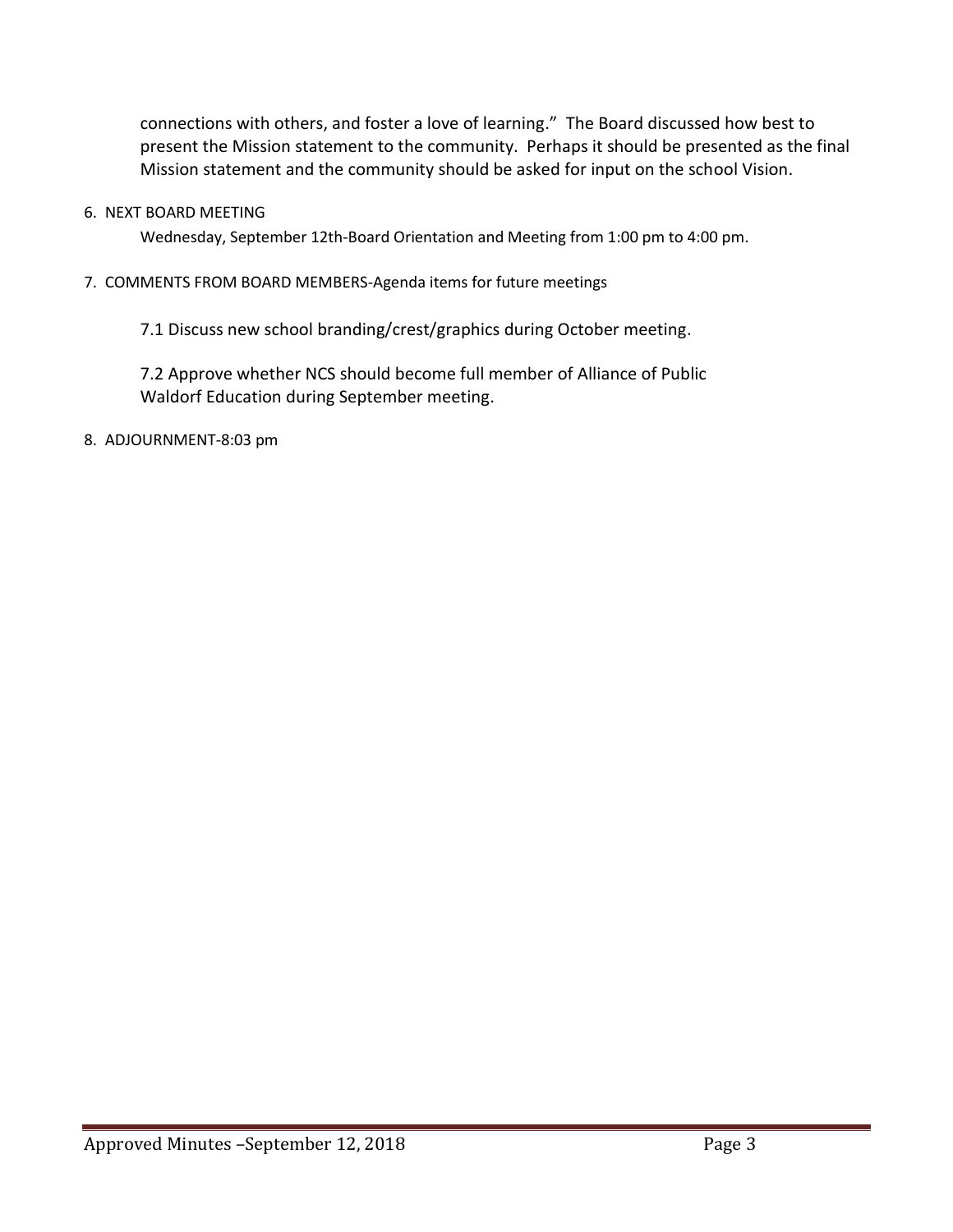connections with others, and foster a love of learning." The Board discussed how best to present the Mission statement to the community. Perhaps it should be presented as the final Mission statement and the community should be asked for input on the school Vision.

6. NEXT BOARD MEETING

   Wednesday, September 12th-Board Orientation and Meeting from 1:00 pm to 4:00 pm.

7. COMMENTS FROM BOARD MEMBERS-Agenda items for future meetings

   7.1 Discuss new school branding/crest/graphics during October meeting.

   7.2 Approve whether NCS should become full member of Alliance of Public Waldorf Education during September meeting.

8. ADJOURNMENT-8:03 pm